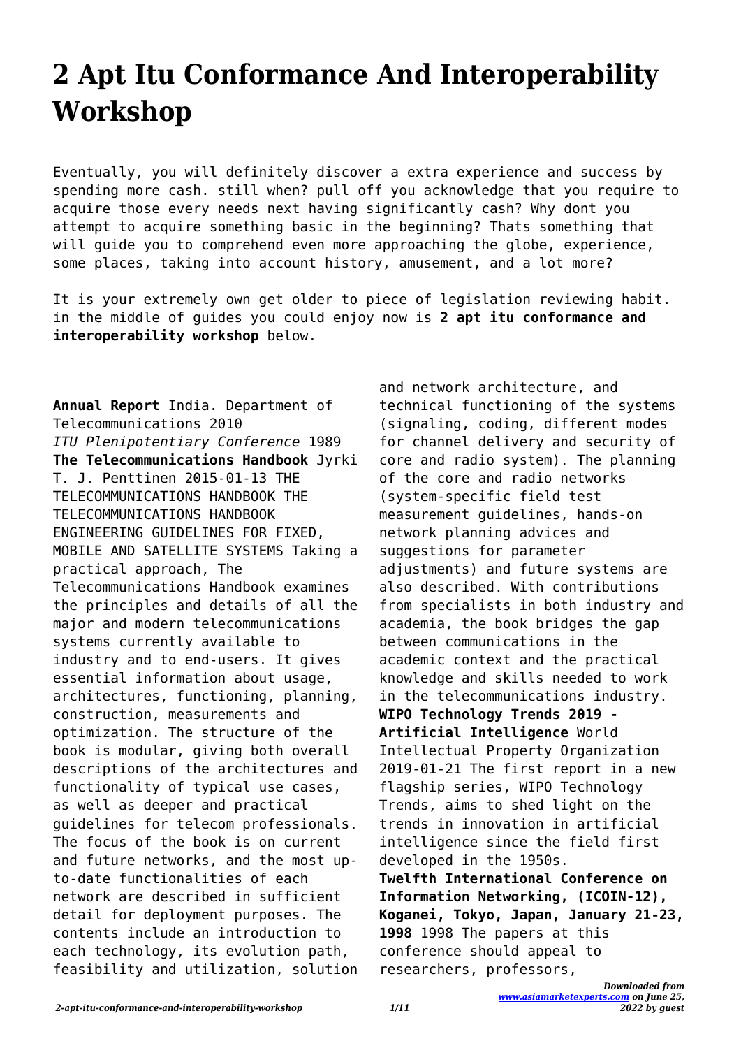# 2 Apt Itu Conformance And Interoperability Workshop

Eventually, you will definitely discover a extra experience and success by spending more cash. still when? pull off you acknowledge that you require to acquire those every needs next having significantly cash? Why dont you attempt to acquire something basic in the beginning? Thats something that will guide you to comprehend even more approaching the globe, experience, some places, taking into account history, amusement, and a lot more?

It is your extremely own get older to piece of legislation reviewing habit. in the middle of guides you could enjoy now is **2 apt itu conformance and interoperability workshop** below.

**Annual Report** India. Department of Telecommunications 2010
*ITU Plenipotentiary Conference* 1989
**The Telecommunications Handbook** Jyrki T. J. Penttinen 2015-01-13 THE TELECOMMUNICATIONS HANDBOOK THE TELECOMMUNICATIONS HANDBOOK ENGINEERING GUIDELINES FOR FIXED, MOBILE AND SATELLITE SYSTEMS Taking a practical approach, The Telecommunications Handbook examines the principles and details of all the major and modern telecommunications systems currently available to industry and to end-users. It gives essential information about usage, architectures, functioning, planning, construction, measurements and optimization. The structure of the book is modular, giving both overall descriptions of the architectures and functionality of typical use cases, as well as deeper and practical guidelines for telecom professionals. The focus of the book is on current and future networks, and the most up-to-date functionalities of each network are described in sufficient detail for deployment purposes. The contents include an introduction to each technology, its evolution path, feasibility and utilization, solution and network architecture, and technical functioning of the systems (signaling, coding, different modes for channel delivery and security of core and radio system). The planning of the core and radio networks (system-specific field test measurement guidelines, hands-on network planning advices and suggestions for parameter adjustments) and future systems are also described. With contributions from specialists in both industry and academia, the book bridges the gap between communications in the academic context and the practical knowledge and skills needed to work in the telecommunications industry.
**WIPO Technology Trends 2019 - Artificial Intelligence** World Intellectual Property Organization 2019-01-21 The first report in a new flagship series, WIPO Technology Trends, aims to shed light on the trends in innovation in artificial intelligence since the field first developed in the 1950s.
**Twelfth International Conference on Information Networking, (ICOIN-12), Koganei, Tokyo, Japan, January 21-23, 1998** 1998 The papers at this conference should appeal to researchers, professors,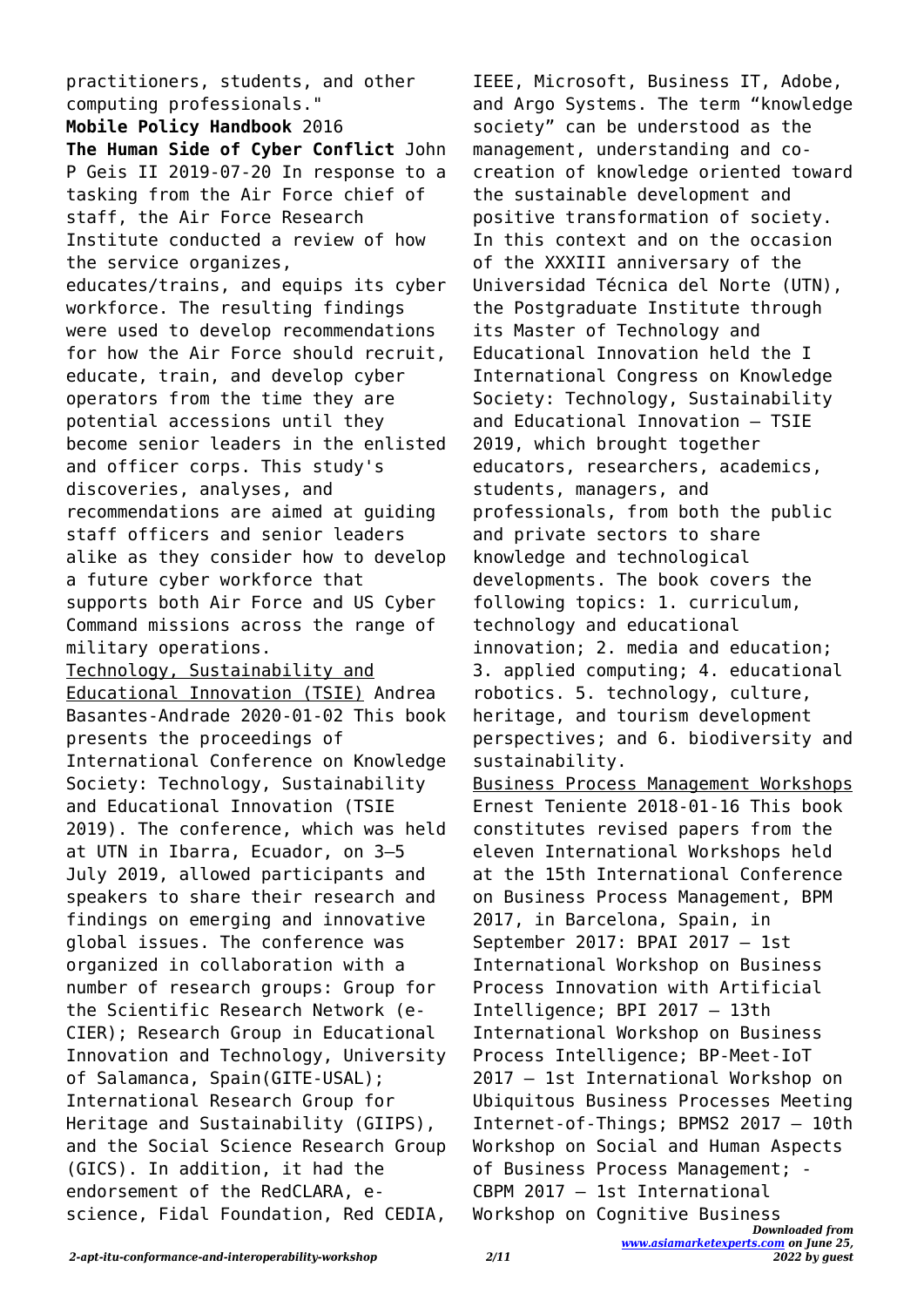practitioners, students, and other computing professionals."

**Mobile Policy Handbook** 2016

**The Human Side of Cyber Conflict** John P Geis II 2019-07-20 In response to a tasking from the Air Force chief of staff, the Air Force Research Institute conducted a review of how the service organizes, educates/trains, and equips its cyber workforce. The resulting findings were used to develop recommendations for how the Air Force should recruit, educate, train, and develop cyber operators from the time they are potential accessions until they become senior leaders in the enlisted and officer corps. This study's discoveries, analyses, and recommendations are aimed at guiding staff officers and senior leaders alike as they consider how to develop a future cyber workforce that supports both Air Force and US Cyber Command missions across the range of military operations.

Technology, Sustainability and Educational Innovation (TSIE) Andrea Basantes-Andrade 2020-01-02 This book presents the proceedings of International Conference on Knowledge Society: Technology, Sustainability and Educational Innovation (TSIE 2019). The conference, which was held at UTN in Ibarra, Ecuador, on 3–5 July 2019, allowed participants and speakers to share their research and findings on emerging and innovative global issues. The conference was organized in collaboration with a number of research groups: Group for the Scientific Research Network (e-CIER); Research Group in Educational Innovation and Technology, University of Salamanca, Spain(GITE-USAL); International Research Group for Heritage and Sustainability (GIIPS), and the Social Science Research Group (GICS). In addition, it had the endorsement of the RedCLARA, e-science, Fidal Foundation, Red CEDIA, IEEE, Microsoft, Business IT, Adobe, and Argo Systems. The term "knowledge society" can be understood as the management, understanding and co-creation of knowledge oriented toward the sustainable development and positive transformation of society. In this context and on the occasion of the XXXIII anniversary of the Universidad Técnica del Norte (UTN), the Postgraduate Institute through its Master of Technology and Educational Innovation held the I International Congress on Knowledge Society: Technology, Sustainability and Educational Innovation – TSIE 2019, which brought together educators, researchers, academics, students, managers, and professionals, from both the public and private sectors to share knowledge and technological developments. The book covers the following topics: 1. curriculum, technology and educational innovation; 2. media and education; 3. applied computing; 4. educational robotics. 5. technology, culture, heritage, and tourism development perspectives; and 6. biodiversity and sustainability.

Business Process Management Workshops Ernest Teniente 2018-01-16 This book constitutes revised papers from the eleven International Workshops held at the 15th International Conference on Business Process Management, BPM 2017, in Barcelona, Spain, in September 2017: BPAI 2017 – 1st International Workshop on Business Process Innovation with Artificial Intelligence; BPI 2017 – 13th International Workshop on Business Process Intelligence; BP-Meet-IoT 2017 – 1st International Workshop on Ubiquitous Business Processes Meeting Internet-of-Things; BPMS2 2017 – 10th Workshop on Social and Human Aspects of Business Process Management; - CBPM 2017 – 1st International Workshop on Cognitive Business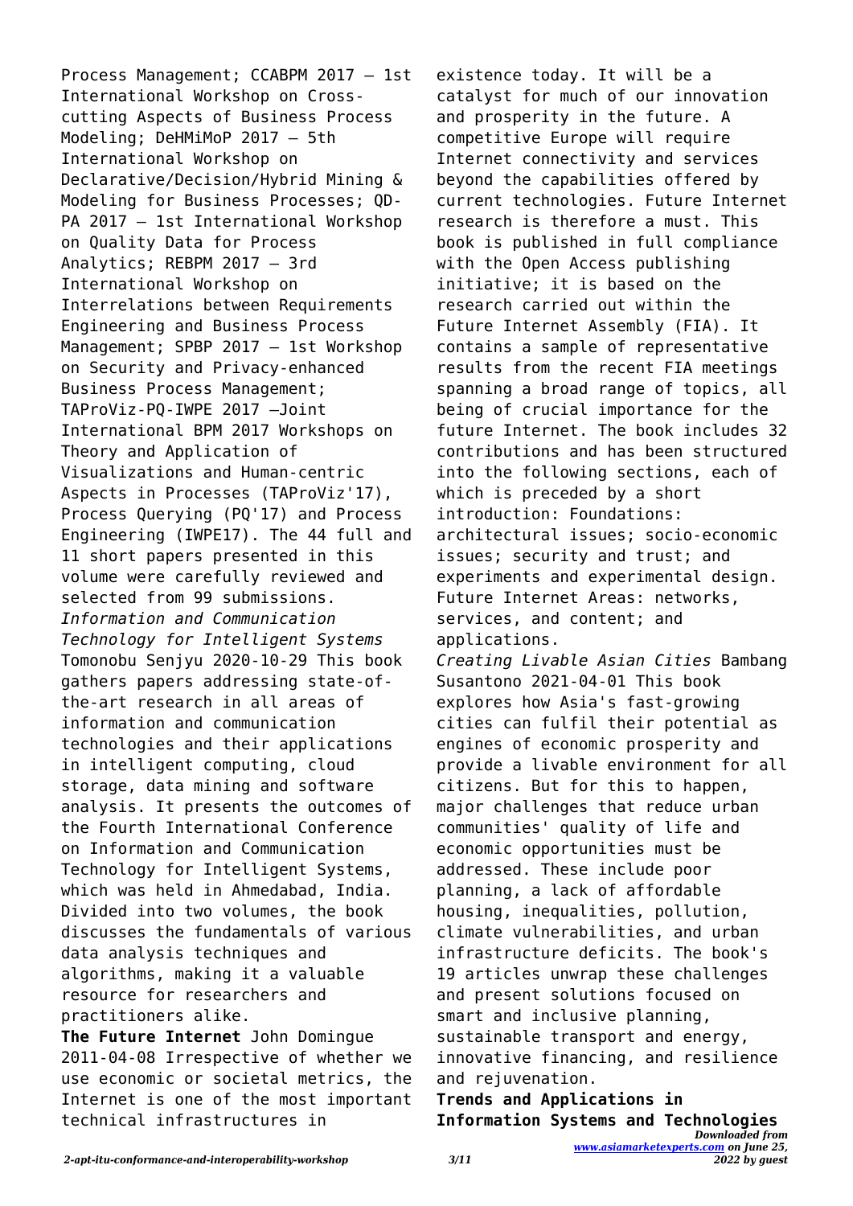Process Management; CCABPM 2017 – 1st International Workshop on Cross-cutting Aspects of Business Process Modeling; DeHMiMoP 2017 – 5th International Workshop on Declarative/Decision/Hybrid Mining & Modeling for Business Processes; QD-PA 2017 – 1st International Workshop on Quality Data for Process Analytics; REBPM 2017 – 3rd International Workshop on Interrelations between Requirements Engineering and Business Process Management; SPBP 2017 – 1st Workshop on Security and Privacy-enhanced Business Process Management; TAProViz-PQ-IWPE 2017 –Joint International BPM 2017 Workshops on Theory and Application of Visualizations and Human-centric Aspects in Processes (TAProViz'17), Process Querying (PQ'17) and Process Engineering (IWPE17). The 44 full and 11 short papers presented in this volume were carefully reviewed and selected from 99 submissions.

*Information and Communication Technology for Intelligent Systems* Tomonobu Senjyu 2020-10-29 This book gathers papers addressing state-of-the-art research in all areas of information and communication technologies and their applications in intelligent computing, cloud storage, data mining and software analysis. It presents the outcomes of the Fourth International Conference on Information and Communication Technology for Intelligent Systems, which was held in Ahmedabad, India. Divided into two volumes, the book discusses the fundamentals of various data analysis techniques and algorithms, making it a valuable resource for researchers and practitioners alike.

**The Future Internet** John Domingue 2011-04-08 Irrespective of whether we use economic or societal metrics, the Internet is one of the most important technical infrastructures in existence today. It will be a catalyst for much of our innovation and prosperity in the future. A competitive Europe will require Internet connectivity and services beyond the capabilities offered by current technologies. Future Internet research is therefore a must. This book is published in full compliance with the Open Access publishing initiative; it is based on the research carried out within the Future Internet Assembly (FIA). It contains a sample of representative results from the recent FIA meetings spanning a broad range of topics, all being of crucial importance for the future Internet. The book includes 32 contributions and has been structured into the following sections, each of which is preceded by a short introduction: Foundations: architectural issues; socio-economic issues; security and trust; and experiments and experimental design. Future Internet Areas: networks, services, and content; and applications.

*Creating Livable Asian Cities* Bambang Susantono 2021-04-01 This book explores how Asia's fast-growing cities can fulfil their potential as engines of economic prosperity and provide a livable environment for all citizens. But for this to happen, major challenges that reduce urban communities' quality of life and economic opportunities must be addressed. These include poor planning, a lack of affordable housing, inequalities, pollution, climate vulnerabilities, and urban infrastructure deficits. The book's 19 articles unwrap these challenges and present solutions focused on smart and inclusive planning, sustainable transport and energy, innovative financing, and resilience and rejuvenation.

**Trends and Applications in Information Systems and Technologies**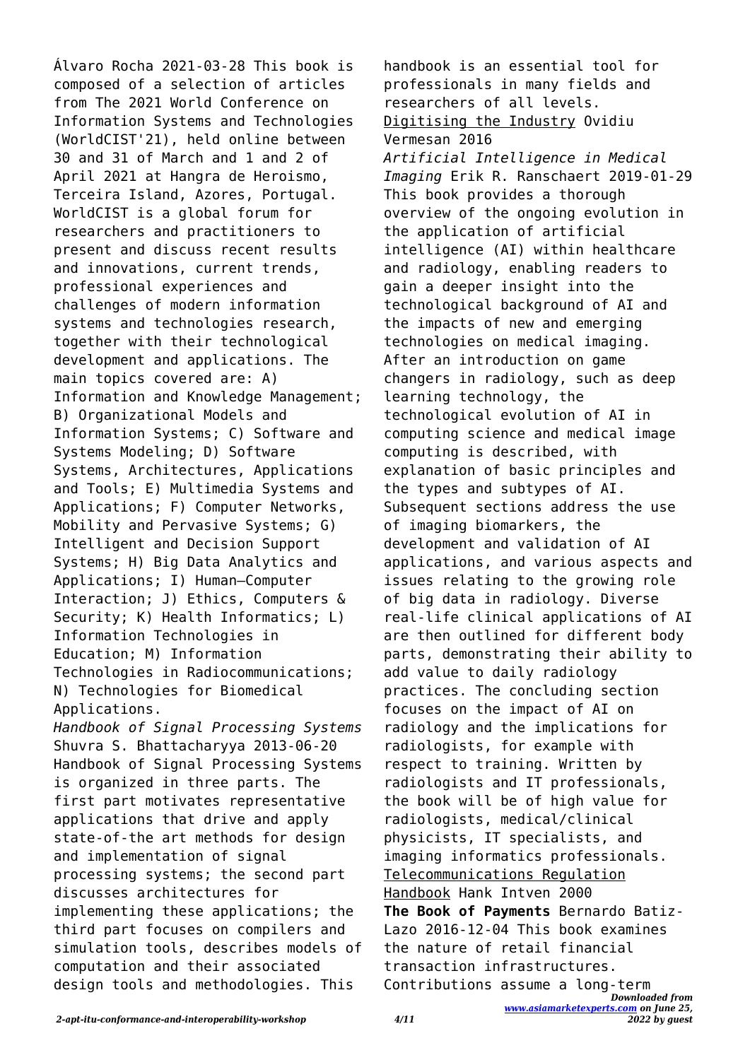Álvaro Rocha 2021-03-28 This book is composed of a selection of articles from The 2021 World Conference on Information Systems and Technologies (WorldCIST'21), held online between 30 and 31 of March and 1 and 2 of April 2021 at Hangra de Heroismo, Terceira Island, Azores, Portugal. WorldCIST is a global forum for researchers and practitioners to present and discuss recent results and innovations, current trends, professional experiences and challenges of modern information systems and technologies research, together with their technological development and applications. The main topics covered are: A) Information and Knowledge Management; B) Organizational Models and Information Systems; C) Software and Systems Modeling; D) Software Systems, Architectures, Applications and Tools; E) Multimedia Systems and Applications; F) Computer Networks, Mobility and Pervasive Systems; G) Intelligent and Decision Support Systems; H) Big Data Analytics and Applications; I) Human–Computer Interaction; J) Ethics, Computers & Security; K) Health Informatics; L) Information Technologies in Education; M) Information Technologies in Radiocommunications; N) Technologies for Biomedical Applications.

*Handbook of Signal Processing Systems* Shuvra S. Bhattacharyya 2013-06-20 Handbook of Signal Processing Systems is organized in three parts. The first part motivates representative applications that drive and apply state-of-the art methods for design and implementation of signal processing systems; the second part discusses architectures for implementing these applications; the third part focuses on compilers and simulation tools, describes models of computation and their associated design tools and methodologies. This handbook is an essential tool for professionals in many fields and researchers of all levels.

Digitising the Industry Ovidiu Vermesan 2016

*Artificial Intelligence in Medical Imaging* Erik R. Ranschaert 2019-01-29 This book provides a thorough overview of the ongoing evolution in the application of artificial intelligence (AI) within healthcare and radiology, enabling readers to gain a deeper insight into the technological background of AI and the impacts of new and emerging technologies on medical imaging. After an introduction on game changers in radiology, such as deep learning technology, the technological evolution of AI in computing science and medical image computing is described, with explanation of basic principles and the types and subtypes of AI. Subsequent sections address the use of imaging biomarkers, the development and validation of AI applications, and various aspects and issues relating to the growing role of big data in radiology. Diverse real-life clinical applications of AI are then outlined for different body parts, demonstrating their ability to add value to daily radiology practices. The concluding section focuses on the impact of AI on radiology and the implications for radiologists, for example with respect to training. Written by radiologists and IT professionals, the book will be of high value for radiologists, medical/clinical physicists, IT specialists, and imaging informatics professionals.

Telecommunications Regulation Handbook Hank Intven 2000

**The Book of Payments** Bernardo Batiz-Lazo 2016-12-04 This book examines the nature of retail financial transaction infrastructures. Contributions assume a long-term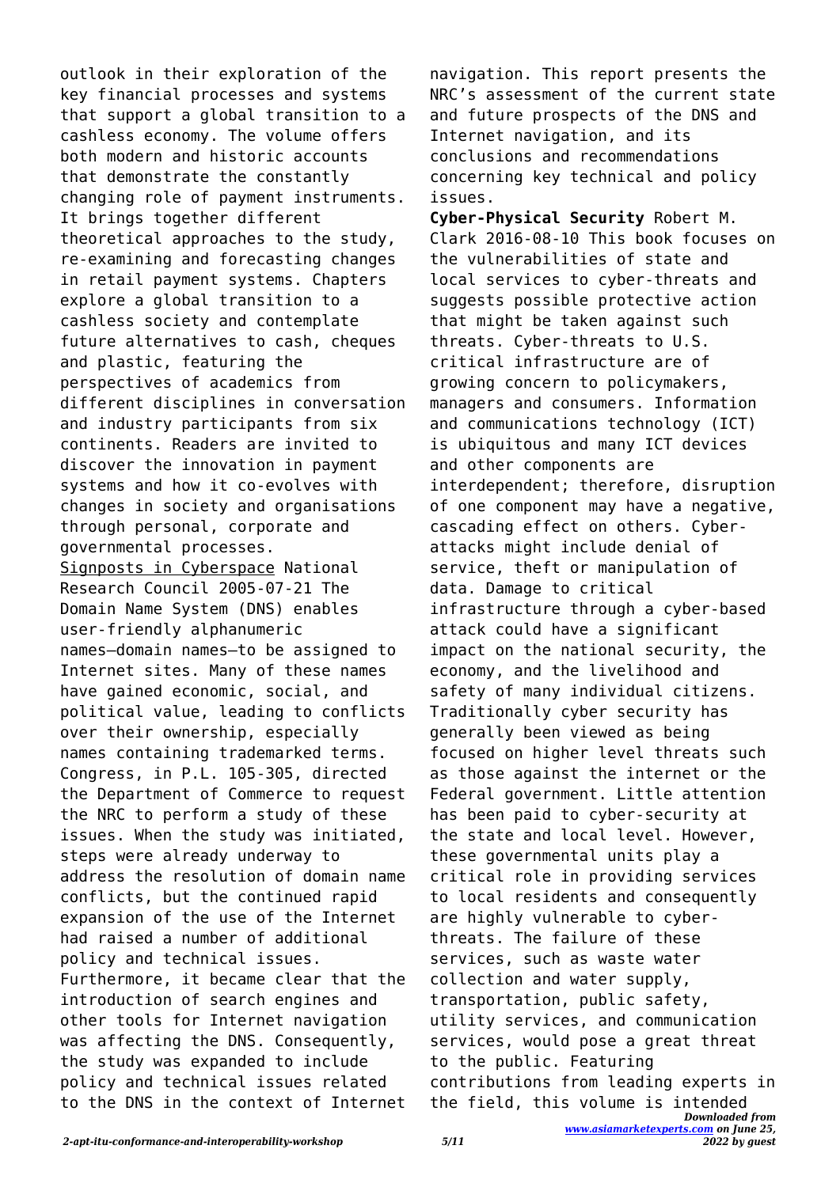outlook in their exploration of the key financial processes and systems that support a global transition to a cashless economy. The volume offers both modern and historic accounts that demonstrate the constantly changing role of payment instruments. It brings together different theoretical approaches to the study, re-examining and forecasting changes in retail payment systems. Chapters explore a global transition to a cashless society and contemplate future alternatives to cash, cheques and plastic, featuring the perspectives of academics from different disciplines in conversation and industry participants from six continents. Readers are invited to discover the innovation in payment systems and how it co-evolves with changes in society and organisations through personal, corporate and governmental processes.

Signposts in Cyberspace National Research Council 2005-07-21 The Domain Name System (DNS) enables user-friendly alphanumeric names—domain names—to be assigned to Internet sites. Many of these names have gained economic, social, and political value, leading to conflicts over their ownership, especially names containing trademarked terms. Congress, in P.L. 105-305, directed the Department of Commerce to request the NRC to perform a study of these issues. When the study was initiated, steps were already underway to address the resolution of domain name conflicts, but the continued rapid expansion of the use of the Internet had raised a number of additional policy and technical issues. Furthermore, it became clear that the introduction of search engines and other tools for Internet navigation was affecting the DNS. Consequently, the study was expanded to include policy and technical issues related to the DNS in the context of Internet navigation. This report presents the NRC's assessment of the current state and future prospects of the DNS and Internet navigation, and its conclusions and recommendations concerning key technical and policy issues.

**Cyber-Physical Security** Robert M. Clark 2016-08-10 This book focuses on the vulnerabilities of state and local services to cyber-threats and suggests possible protective action that might be taken against such threats. Cyber-threats to U.S. critical infrastructure are of growing concern to policymakers, managers and consumers. Information and communications technology (ICT) is ubiquitous and many ICT devices and other components are interdependent; therefore, disruption of one component may have a negative, cascading effect on others. Cyber-attacks might include denial of service, theft or manipulation of data. Damage to critical infrastructure through a cyber-based attack could have a significant impact on the national security, the economy, and the livelihood and safety of many individual citizens. Traditionally cyber security has generally been viewed as being focused on higher level threats such as those against the internet or the Federal government. Little attention has been paid to cyber-security at the state and local level. However, these governmental units play a critical role in providing services to local residents and consequently are highly vulnerable to cyber-threats. The failure of these services, such as waste water collection and water supply, transportation, public safety, utility services, and communication services, would pose a great threat to the public. Featuring contributions from leading experts in the field, this volume is intended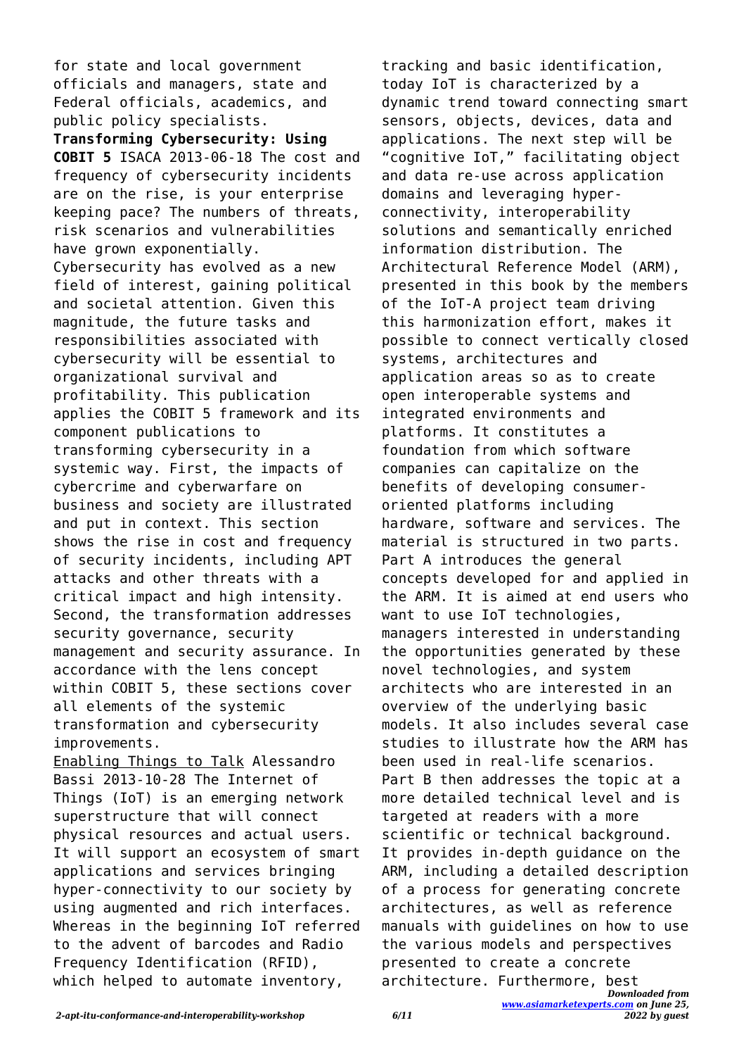for state and local government officials and managers, state and Federal officials, academics, and public policy specialists.

**Transforming Cybersecurity: Using COBIT 5** ISACA 2013-06-18 The cost and frequency of cybersecurity incidents are on the rise, is your enterprise keeping pace? The numbers of threats, risk scenarios and vulnerabilities have grown exponentially. Cybersecurity has evolved as a new field of interest, gaining political and societal attention. Given this magnitude, the future tasks and responsibilities associated with cybersecurity will be essential to organizational survival and profitability. This publication applies the COBIT 5 framework and its component publications to transforming cybersecurity in a systemic way. First, the impacts of cybercrime and cyberwarfare on business and society are illustrated and put in context. This section shows the rise in cost and frequency of security incidents, including APT attacks and other threats with a critical impact and high intensity. Second, the transformation addresses security governance, security management and security assurance. In accordance with the lens concept within COBIT 5, these sections cover all elements of the systemic transformation and cybersecurity improvements.

Enabling Things to Talk Alessandro Bassi 2013-10-28 The Internet of Things (IoT) is an emerging network superstructure that will connect physical resources and actual users. It will support an ecosystem of smart applications and services bringing hyper-connectivity to our society by using augmented and rich interfaces. Whereas in the beginning IoT referred to the advent of barcodes and Radio Frequency Identification (RFID), which helped to automate inventory, tracking and basic identification, today IoT is characterized by a dynamic trend toward connecting smart sensors, objects, devices, data and applications. The next step will be "cognitive IoT," facilitating object and data re-use across application domains and leveraging hyper-connectivity, interoperability solutions and semantically enriched information distribution. The Architectural Reference Model (ARM), presented in this book by the members of the IoT-A project team driving this harmonization effort, makes it possible to connect vertically closed systems, architectures and application areas so as to create open interoperable systems and integrated environments and platforms. It constitutes a foundation from which software companies can capitalize on the benefits of developing consumer-oriented platforms including hardware, software and services. The material is structured in two parts. Part A introduces the general concepts developed for and applied in the ARM. It is aimed at end users who want to use IoT technologies, managers interested in understanding the opportunities generated by these novel technologies, and system architects who are interested in an overview of the underlying basic models. It also includes several case studies to illustrate how the ARM has been used in real-life scenarios. Part B then addresses the topic at a more detailed technical level and is targeted at readers with a more scientific or technical background. It provides in-depth guidance on the ARM, including a detailed description of a process for generating concrete architectures, as well as reference manuals with guidelines on how to use the various models and perspectives presented to create a concrete architecture. Furthermore, best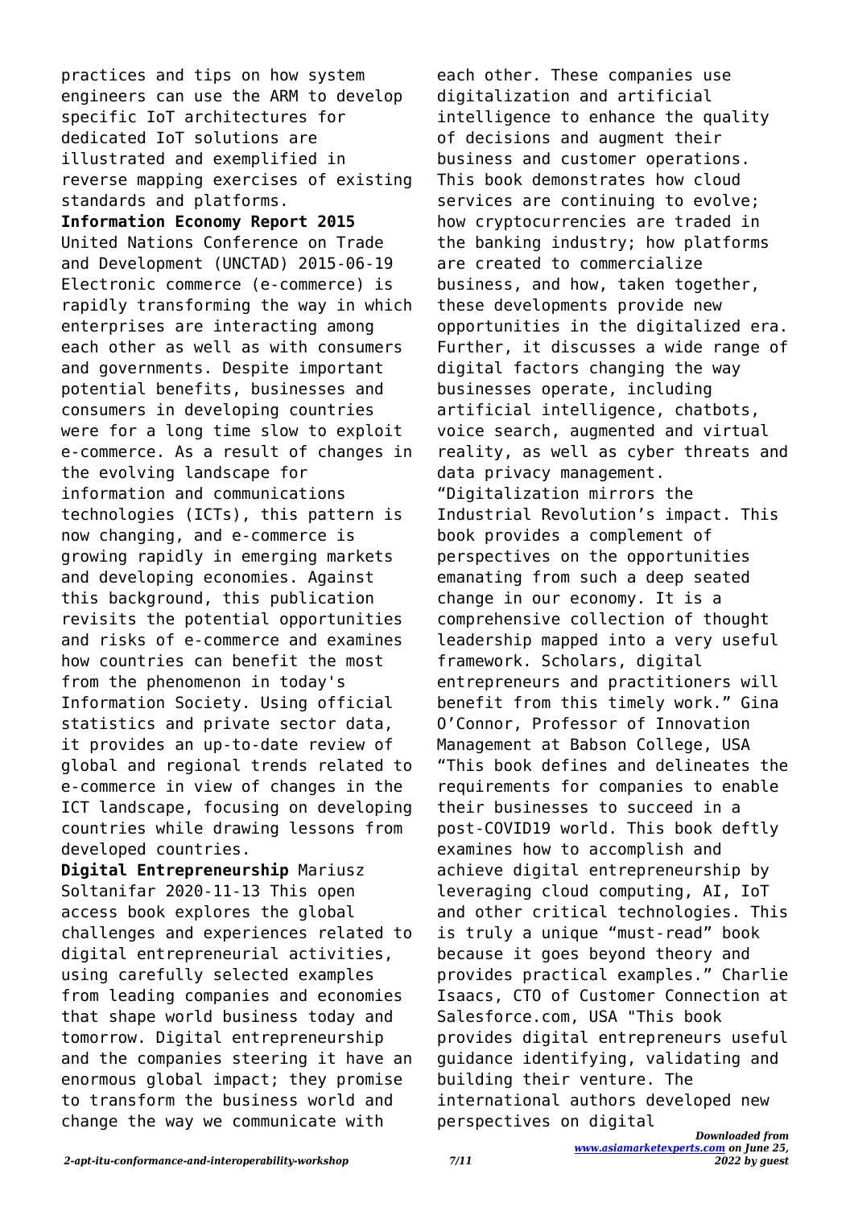practices and tips on how system engineers can use the ARM to develop specific IoT architectures for dedicated IoT solutions are illustrated and exemplified in reverse mapping exercises of existing standards and platforms.

**Information Economy Report 2015** United Nations Conference on Trade and Development (UNCTAD) 2015-06-19 Electronic commerce (e-commerce) is rapidly transforming the way in which enterprises are interacting among each other as well as with consumers and governments. Despite important potential benefits, businesses and consumers in developing countries were for a long time slow to exploit e-commerce. As a result of changes in the evolving landscape for information and communications technologies (ICTs), this pattern is now changing, and e-commerce is growing rapidly in emerging markets and developing economies. Against this background, this publication revisits the potential opportunities and risks of e-commerce and examines how countries can benefit the most from the phenomenon in today's Information Society. Using official statistics and private sector data, it provides an up-to-date review of global and regional trends related to e-commerce in view of changes in the ICT landscape, focusing on developing countries while drawing lessons from developed countries.

**Digital Entrepreneurship** Mariusz Soltanifar 2020-11-13 This open access book explores the global challenges and experiences related to digital entrepreneurial activities, using carefully selected examples from leading companies and economies that shape world business today and tomorrow. Digital entrepreneurship and the companies steering it have an enormous global impact; they promise to transform the business world and change the way we communicate with each other. These companies use digitalization and artificial intelligence to enhance the quality of decisions and augment their business and customer operations. This book demonstrates how cloud services are continuing to evolve; how cryptocurrencies are traded in the banking industry; how platforms are created to commercialize business, and how, taken together, these developments provide new opportunities in the digitalized era. Further, it discusses a wide range of digital factors changing the way businesses operate, including artificial intelligence, chatbots, voice search, augmented and virtual reality, as well as cyber threats and data privacy management. "Digitalization mirrors the Industrial Revolution's impact. This book provides a complement of perspectives on the opportunities emanating from such a deep seated change in our economy. It is a comprehensive collection of thought leadership mapped into a very useful framework. Scholars, digital entrepreneurs and practitioners will benefit from this timely work." Gina O'Connor, Professor of Innovation Management at Babson College, USA "This book defines and delineates the requirements for companies to enable their businesses to succeed in a post-COVID19 world. This book deftly examines how to accomplish and achieve digital entrepreneurship by leveraging cloud computing, AI, IoT and other critical technologies. This is truly a unique "must-read" book because it goes beyond theory and provides practical examples." Charlie Isaacs, CTO of Customer Connection at Salesforce.com, USA "This book provides digital entrepreneurs useful guidance identifying, validating and building their venture. The international authors developed new perspectives on digital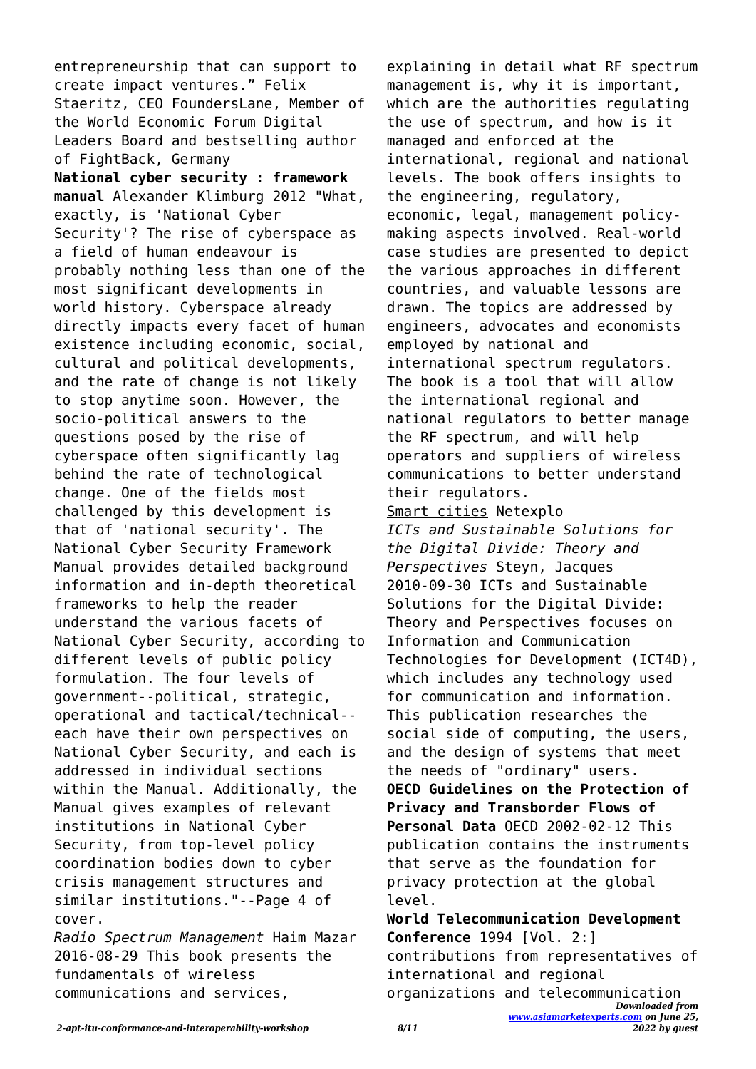entrepreneurship that can support to create impact ventures." Felix Staeritz, CEO FoundersLane, Member of the World Economic Forum Digital Leaders Board and bestselling author of FightBack, Germany

**National cyber security : framework manual** Alexander Klimburg 2012 "What, exactly, is 'National Cyber Security'? The rise of cyberspace as a field of human endeavour is probably nothing less than one of the most significant developments in world history. Cyberspace already directly impacts every facet of human existence including economic, social, cultural and political developments, and the rate of change is not likely to stop anytime soon. However, the socio-political answers to the questions posed by the rise of cyberspace often significantly lag behind the rate of technological change. One of the fields most challenged by this development is that of 'national security'. The National Cyber Security Framework Manual provides detailed background information and in-depth theoretical frameworks to help the reader understand the various facets of National Cyber Security, according to different levels of public policy formulation. The four levels of government--political, strategic, operational and tactical/technical--each have their own perspectives on National Cyber Security, and each is addressed in individual sections within the Manual. Additionally, the Manual gives examples of relevant institutions in National Cyber Security, from top-level policy coordination bodies down to cyber crisis management structures and similar institutions."--Page 4 of cover.

*Radio Spectrum Management* Haim Mazar 2016-08-29 This book presents the fundamentals of wireless communications and services, explaining in detail what RF spectrum management is, why it is important, which are the authorities regulating the use of spectrum, and how is it managed and enforced at the international, regional and national levels. The book offers insights to the engineering, regulatory, economic, legal, management policy-making aspects involved. Real-world case studies are presented to depict the various approaches in different countries, and valuable lessons are drawn. The topics are addressed by engineers, advocates and economists employed by national and international spectrum regulators. The book is a tool that will allow the international regional and national regulators to better manage the RF spectrum, and will help operators and suppliers of wireless communications to better understand their regulators.

Smart cities Netexplo

*ICTs and Sustainable Solutions for the Digital Divide: Theory and Perspectives* Steyn, Jacques 2010-09-30 ICTs and Sustainable Solutions for the Digital Divide: Theory and Perspectives focuses on Information and Communication Technologies for Development (ICT4D), which includes any technology used for communication and information. This publication researches the social side of computing, the users, and the design of systems that meet the needs of "ordinary" users.

**OECD Guidelines on the Protection of Privacy and Transborder Flows of Personal Data** OECD 2002-02-12 This publication contains the instruments that serve as the foundation for privacy protection at the global level.

**World Telecommunication Development Conference** 1994 [Vol. 2:] contributions from representatives of international and regional organizations and telecommunication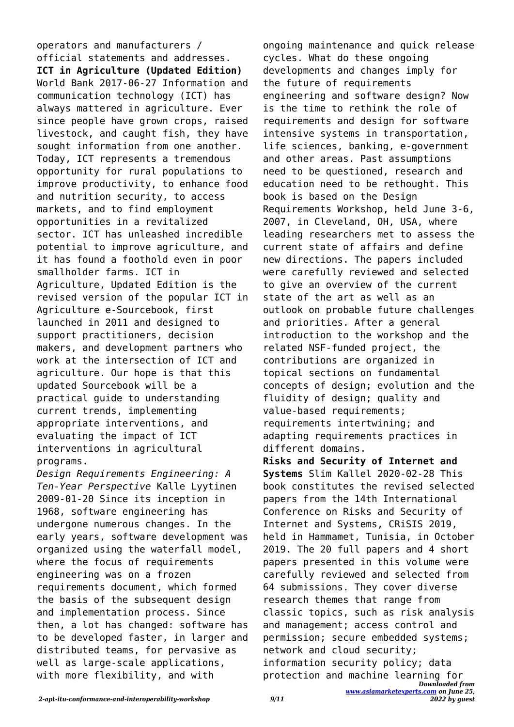operators and manufacturers / official statements and addresses.

**ICT in Agriculture (Updated Edition)** World Bank 2017-06-27 Information and communication technology (ICT) has always mattered in agriculture. Ever since people have grown crops, raised livestock, and caught fish, they have sought information from one another. Today, ICT represents a tremendous opportunity for rural populations to improve productivity, to enhance food and nutrition security, to access markets, and to find employment opportunities in a revitalized sector. ICT has unleashed incredible potential to improve agriculture, and it has found a foothold even in poor smallholder farms. ICT in Agriculture, Updated Edition is the revised version of the popular ICT in Agriculture e-Sourcebook, first launched in 2011 and designed to support practitioners, decision makers, and development partners who work at the intersection of ICT and agriculture. Our hope is that this updated Sourcebook will be a practical guide to understanding current trends, implementing appropriate interventions, and evaluating the impact of ICT interventions in agricultural programs.

*Design Requirements Engineering: A Ten-Year Perspective* Kalle Lyytinen 2009-01-20 Since its inception in 1968, software engineering has undergone numerous changes. In the early years, software development was organized using the waterfall model, where the focus of requirements engineering was on a frozen requirements document, which formed the basis of the subsequent design and implementation process. Since then, a lot has changed: software has to be developed faster, in larger and distributed teams, for pervasive as well as large-scale applications, with more flexibility, and with ongoing maintenance and quick release cycles. What do these ongoing developments and changes imply for the future of requirements engineering and software design? Now is the time to rethink the role of requirements and design for software intensive systems in transportation, life sciences, banking, e-government and other areas. Past assumptions need to be questioned, research and education need to be rethought. This book is based on the Design Requirements Workshop, held June 3-6, 2007, in Cleveland, OH, USA, where leading researchers met to assess the current state of affairs and define new directions. The papers included were carefully reviewed and selected to give an overview of the current state of the art as well as an outlook on probable future challenges and priorities. After a general introduction to the workshop and the related NSF-funded project, the contributions are organized in topical sections on fundamental concepts of design; evolution and the fluidity of design; quality and value-based requirements; requirements intertwining; and adapting requirements practices in different domains.

**Risks and Security of Internet and Systems** Slim Kallel 2020-02-28 This book constitutes the revised selected papers from the 14th International Conference on Risks and Security of Internet and Systems, CRiSIS 2019, held in Hammamet, Tunisia, in October 2019. The 20 full papers and 4 short papers presented in this volume were carefully reviewed and selected from 64 submissions. They cover diverse research themes that range from classic topics, such as risk analysis and management; access control and permission; secure embedded systems; network and cloud security; information security policy; data protection and machine learning for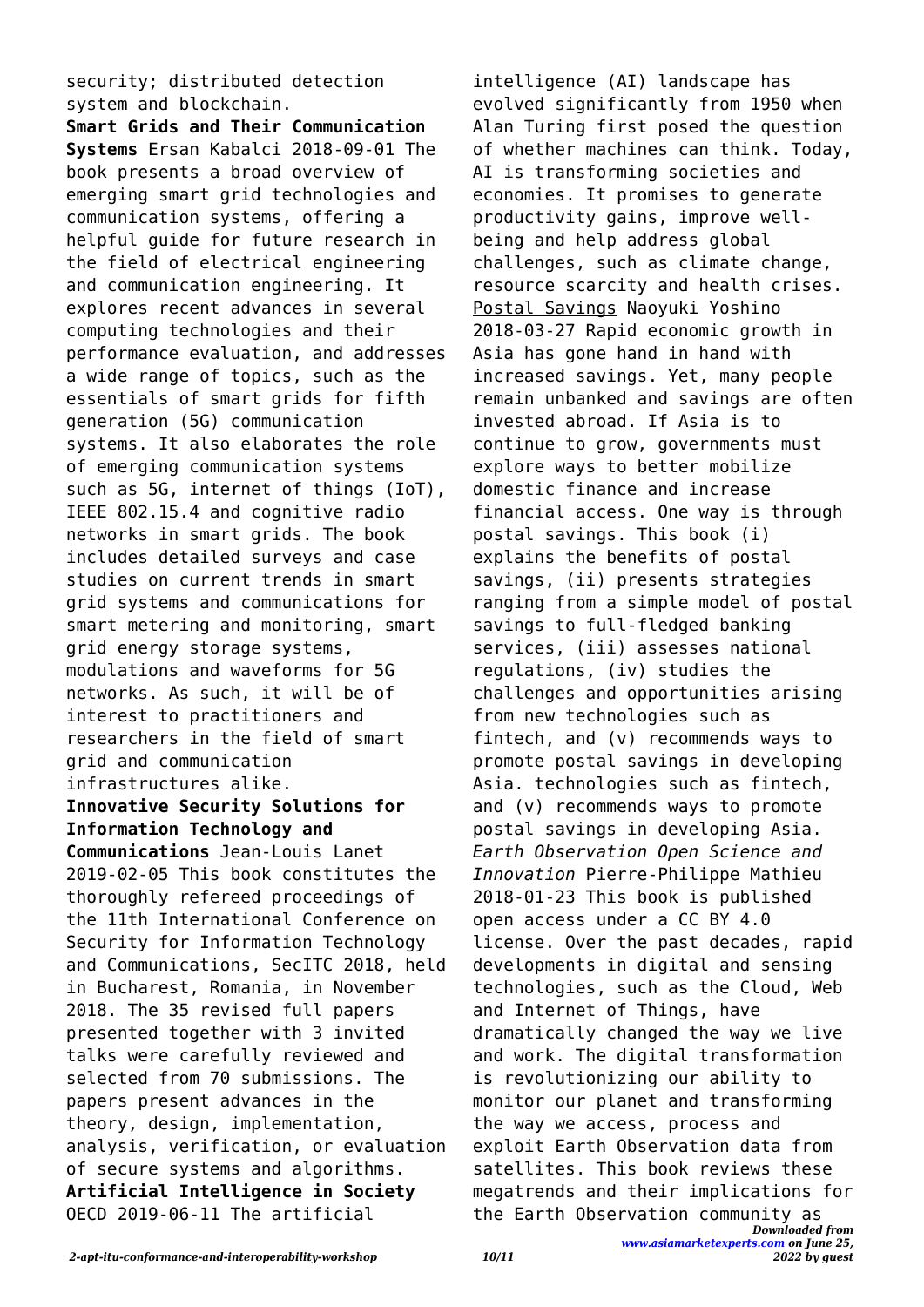security; distributed detection system and blockchain.

**Smart Grids and Their Communication Systems** Ersan Kabalci 2018-09-01 The book presents a broad overview of emerging smart grid technologies and communication systems, offering a helpful guide for future research in the field of electrical engineering and communication engineering. It explores recent advances in several computing technologies and their performance evaluation, and addresses a wide range of topics, such as the essentials of smart grids for fifth generation (5G) communication systems. It also elaborates the role of emerging communication systems such as 5G, internet of things (IoT), IEEE 802.15.4 and cognitive radio networks in smart grids. The book includes detailed surveys and case studies on current trends in smart grid systems and communications for smart metering and monitoring, smart grid energy storage systems, modulations and waveforms for 5G networks. As such, it will be of interest to practitioners and researchers in the field of smart grid and communication infrastructures alike.

**Innovative Security Solutions for Information Technology and Communications** Jean-Louis Lanet 2019-02-05 This book constitutes the thoroughly refereed proceedings of the 11th International Conference on Security for Information Technology and Communications, SecITC 2018, held in Bucharest, Romania, in November 2018. The 35 revised full papers presented together with 3 invited talks were carefully reviewed and selected from 70 submissions. The papers present advances in the theory, design, implementation, analysis, verification, or evaluation of secure systems and algorithms.

**Artificial Intelligence in Society** OECD 2019-06-11 The artificial intelligence (AI) landscape has evolved significantly from 1950 when Alan Turing first posed the question of whether machines can think. Today, AI is transforming societies and economies. It promises to generate productivity gains, improve well-being and help address global challenges, such as climate change, resource scarcity and health crises.

Postal Savings Naoyuki Yoshino 2018-03-27 Rapid economic growth in Asia has gone hand in hand with increased savings. Yet, many people remain unbanked and savings are often invested abroad. If Asia is to continue to grow, governments must explore ways to better mobilize domestic finance and increase financial access. One way is through postal savings. This book (i) explains the benefits of postal savings, (ii) presents strategies ranging from a simple model of postal savings to full-fledged banking services, (iii) assesses national regulations, (iv) studies the challenges and opportunities arising from new technologies such as fintech, and (v) recommends ways to promote postal savings in developing Asia. technologies such as fintech, and (v) recommends ways to promote postal savings in developing Asia.

*Earth Observation Open Science and Innovation* Pierre-Philippe Mathieu 2018-01-23 This book is published open access under a CC BY 4.0 license. Over the past decades, rapid developments in digital and sensing technologies, such as the Cloud, Web and Internet of Things, have dramatically changed the way we live and work. The digital transformation is revolutionizing our ability to monitor our planet and transforming the way we access, process and exploit Earth Observation data from satellites. This book reviews these megatrends and their implications for the Earth Observation community as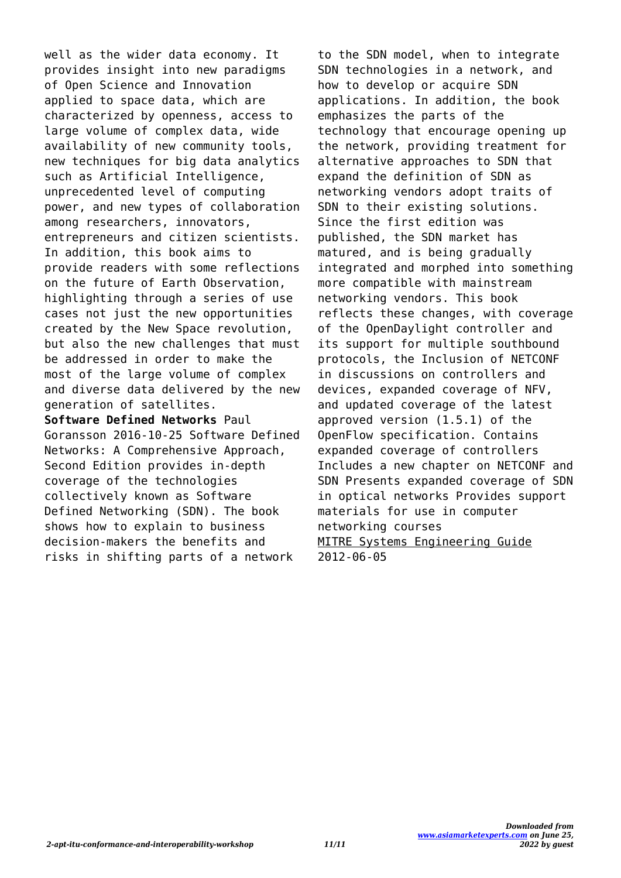well as the wider data economy. It provides insight into new paradigms of Open Science and Innovation applied to space data, which are characterized by openness, access to large volume of complex data, wide availability of new community tools, new techniques for big data analytics such as Artificial Intelligence, unprecedented level of computing power, and new types of collaboration among researchers, innovators, entrepreneurs and citizen scientists. In addition, this book aims to provide readers with some reflections on the future of Earth Observation, highlighting through a series of use cases not just the new opportunities created by the New Space revolution, but also the new challenges that must be addressed in order to make the most of the large volume of complex and diverse data delivered by the new generation of satellites.

**Software Defined Networks** Paul Goransson 2016-10-25 Software Defined Networks: A Comprehensive Approach, Second Edition provides in-depth coverage of the technologies collectively known as Software Defined Networking (SDN). The book shows how to explain to business decision-makers the benefits and risks in shifting parts of a network to the SDN model, when to integrate SDN technologies in a network, and how to develop or acquire SDN applications. In addition, the book emphasizes the parts of the technology that encourage opening up the network, providing treatment for alternative approaches to SDN that expand the definition of SDN as networking vendors adopt traits of SDN to their existing solutions. Since the first edition was published, the SDN market has matured, and is being gradually integrated and morphed into something more compatible with mainstream networking vendors. This book reflects these changes, with coverage of the OpenDaylight controller and its support for multiple southbound protocols, the Inclusion of NETCONF in discussions on controllers and devices, expanded coverage of NFV, and updated coverage of the latest approved version (1.5.1) of the OpenFlow specification. Contains expanded coverage of controllers Includes a new chapter on NETCONF and SDN Presents expanded coverage of SDN in optical networks Provides support materials for use in computer networking courses

MITRE Systems Engineering Guide 2012-06-05